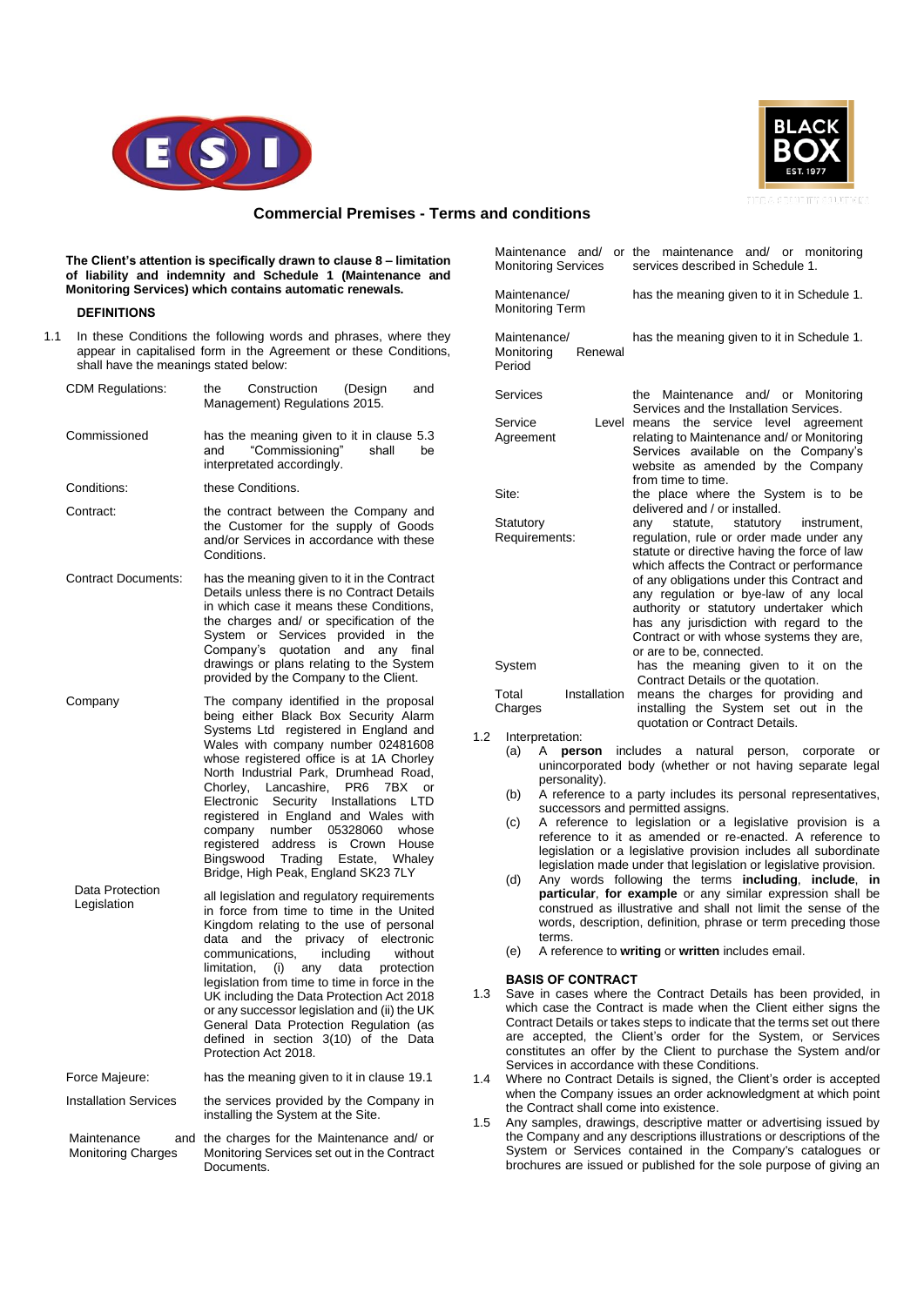# Commercial Premises - Terms and conditions

**The Client's attention is specifically drawn to clause 8 – limitation of liability and indemnity and Schedule 1 (Maintenance and Monitoring Services) which contains automatic renewals.**

## DEFINITIONS

1.1 In these Conditions the following words and phrases, where they appear in capitalised form in the Agreement or these Conditions, shall have the meanings stated below:

| | |
|---|---|
| CDM Regulations: | the Construction (Design and Management) Regulations 2015. |
| Commissioned | has the meaning given to it in clause 5.3 and "Commissioning" shall be interpreted accordingly. |
| Conditions: | these Conditions. |
| Contract: | the contract between the Company and the Customer for the supply of Goods and/or Services in accordance with these Conditions. |
| Contract Documents: | has the meaning given to it in the Contract Details unless there is no Contract Details in which case it means these Conditions, the charges and/ or specification of the System or Services provided in the Company's quotation and any final drawings or plans relating to the System provided by the Company to the Client. |
| Company | The company identified in the proposal being either Black Box Security Alarm Systems Ltd registered in England and Wales with company number 02481608 whose registered office is at 1A Chorley North Industrial Park, Drumhead Road, Chorley, Lancashire, PR6 7BX or Electronic Security Installations LTD registered in England and Wales with company number 05328060 whose registered address is Crown House Bingswood Trading Estate, Whaley Bridge, High Peak, England SK23 7LY |
| Data Protection Legislation | all legislation and regulatory requirements in force from time to time in the United Kingdom relating to the use of personal data and the privacy of electronic communications, including without limitation, (i) any data protection legislation from time to time in force in the UK including the Data Protection Act 2018 or any successor legislation and (ii) the UK General Data Protection Regulation (as defined in section 3(10) of the Data Protection Act 2018. |
| Force Majeure: | has the meaning given to it in clause 19.1 |
| Installation Services | the services provided by the Company in installing the System at the Site. |
| Maintenance and Monitoring Charges | the charges for the Maintenance and/ or Monitoring Services set out in the Contract Documents. |
| Maintenance and/ or Monitoring Services | the maintenance and/ or monitoring services described in Schedule 1. |
| Maintenance/ Monitoring Term | has the meaning given to it in Schedule 1. |
| Maintenance/ Monitoring Renewal Period | has the meaning given to it in Schedule 1. |
| Services | the Maintenance and/ or Monitoring Services and the Installation Services. |
| Service Level Agreement | means the service level agreement relating to Maintenance and/ or Monitoring Services available on the Company's website as amended by the Company from time to time. |
| Site: | the place where the System is to be delivered and / or installed. |
| Statutory Requirements: | any statute, statutory instrument, regulation, rule or order made under any statute or directive having the force of law which affects the Contract or performance of any obligations under this Contract and any regulation or bye-law of any local authority or statutory undertaker which has any jurisdiction with regard to the Contract or with whose systems they are, or are to be, connected. |
| System | has the meaning given to it on the Contract Details or the quotation. |
| Total Installation Charges | means the charges for providing and installing the System set out in the quotation or Contract Details. |

1.2 Interpretation:

(a) A **person** includes a natural person, corporate or unincorporated body (whether or not having separate legal personality).

(b) A reference to a party includes its personal representatives, successors and permitted assigns.

(c) A reference to legislation or a legislative provision is a reference to it as amended or re-enacted. A reference to legislation or a legislative provision includes all subordinate legislation made under that legislation or legislative provision.

(d) Any words following the terms **including**, **include**, **in particular**, **for example** or any similar expression shall be construed as illustrative and shall not limit the sense of the words, description, definition, phrase or term preceding those terms.

(e) A reference to **writing** or **written** includes email.

## BASIS OF CONTRACT

1.3 Save in cases where the Contract Details has been provided, in which case the Contract is made when the Client either signs the Contract Details or takes steps to indicate that the terms set out there are accepted, the Client's order for the System, or Services constitutes an offer by the Client to purchase the System and/or Services in accordance with these Conditions.

1.4 Where no Contract Details is signed, the Client's order is accepted when the Company issues an order acknowledgment at which point the Contract shall come into existence.

1.5 Any samples, drawings, descriptive matter or advertising issued by the Company and any descriptions illustrations or descriptions of the System or Services contained in the Company's catalogues or brochures are issued or published for the sole purpose of giving an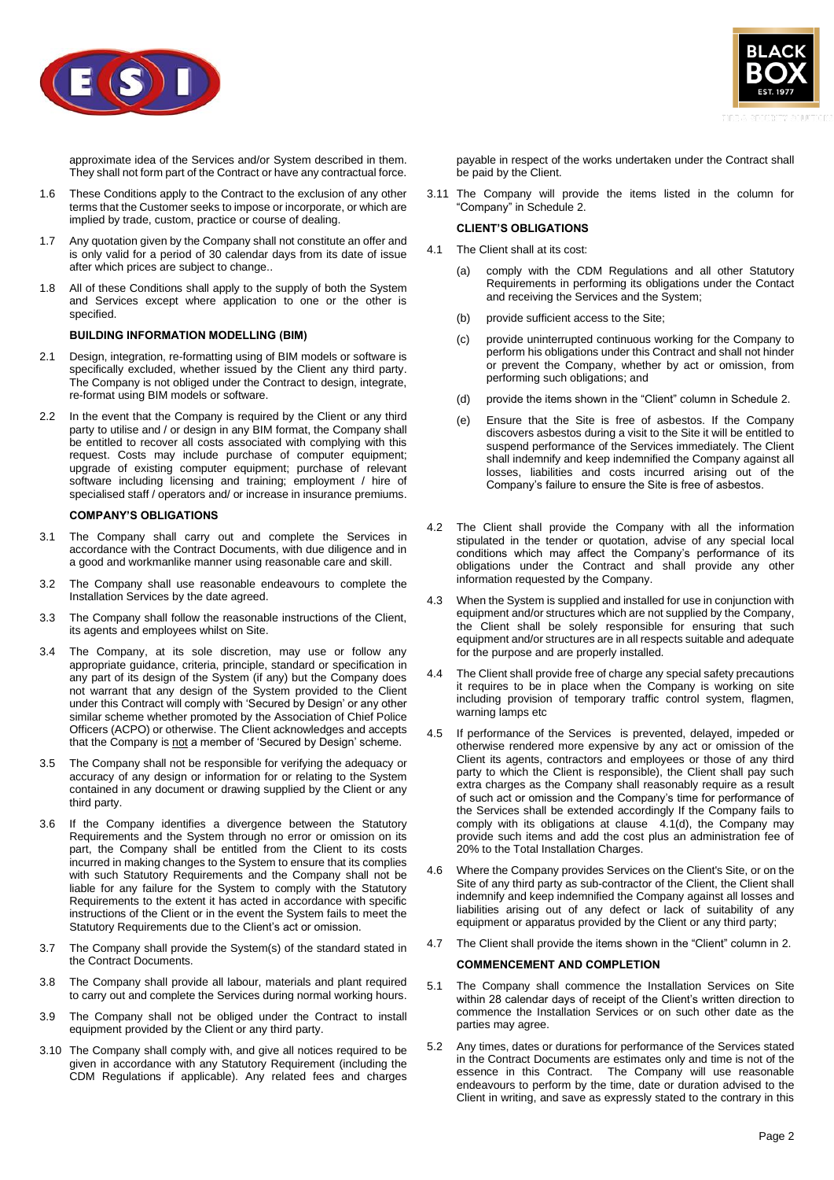approximate idea of the Services and/or System described in them. They shall not form part of the Contract or have any contractual force.

1.6 These Conditions apply to the Contract to the exclusion of any other terms that the Customer seeks to impose or incorporate, or which are implied by trade, custom, practice or course of dealing.

1.7 Any quotation given by the Company shall not constitute an offer and is only valid for a period of 30 calendar days from its date of issue after which prices are subject to change..

1.8 All of these Conditions shall apply to the supply of both the System and Services except where application to one or the other is specified.

**BUILDING INFORMATION MODELLING (BIM)**

2.1 Design, integration, re-formatting using of BIM models or software is specifically excluded, whether issued by the Client any third party. The Company is not obliged under the Contract to design, integrate, re-format using BIM models or software.

2.2 In the event that the Company is required by the Client or any third party to utilise and / or design in any BIM format, the Company shall be entitled to recover all costs associated with complying with this request. Costs may include purchase of computer equipment; upgrade of existing computer equipment; purchase of relevant software including licensing and training; employment / hire of specialised staff / operators and/ or increase in insurance premiums.

**COMPANY'S OBLIGATIONS**

3.1 The Company shall carry out and complete the Services in accordance with the Contract Documents, with due diligence and in a good and workmanlike manner using reasonable care and skill.

3.2 The Company shall use reasonable endeavours to complete the Installation Services by the date agreed.

3.3 The Company shall follow the reasonable instructions of the Client, its agents and employees whilst on Site.

3.4 The Company, at its sole discretion, may use or follow any appropriate guidance, criteria, principle, standard or specification in any part of its design of the System (if any) but the Company does not warrant that any design of the System provided to the Client under this Contract will comply with 'Secured by Design' or any other similar scheme whether promoted by the Association of Chief Police Officers (ACPO) or otherwise. The Client acknowledges and accepts that the Company is not a member of 'Secured by Design' scheme.

3.5 The Company shall not be responsible for verifying the adequacy or accuracy of any design or information for or relating to the System contained in any document or drawing supplied by the Client or any third party.

3.6 If the Company identifies a divergence between the Statutory Requirements and the System through no error or omission on its part, the Company shall be entitled from the Client to its costs incurred in making changes to the System to ensure that its complies with such Statutory Requirements and the Company shall not be liable for any failure for the System to comply with the Statutory Requirements to the extent it has acted in accordance with specific instructions of the Client or in the event the System fails to meet the Statutory Requirements due to the Client's act or omission.

3.7 The Company shall provide the System(s) of the standard stated in the Contract Documents.

3.8 The Company shall provide all labour, materials and plant required to carry out and complete the Services during normal working hours.

3.9 The Company shall not be obliged under the Contract to install equipment provided by the Client or any third party.

3.10 The Company shall comply with, and give all notices required to be given in accordance with any Statutory Requirement (including the CDM Regulations if applicable). Any related fees and charges payable in respect of the works undertaken under the Contract shall be paid by the Client.

3.11 The Company will provide the items listed in the column for "Company" in Schedule 2.

**CLIENT'S OBLIGATIONS**

4.1 The Client shall at its cost:

(a) comply with the CDM Regulations and all other Statutory Requirements in performing its obligations under the Contact and receiving the Services and the System;

(b) provide sufficient access to the Site;

(c) provide uninterrupted continuous working for the Company to perform his obligations under this Contract and shall not hinder or prevent the Company, whether by act or omission, from performing such obligations; and

(d) provide the items shown in the "Client" column in Schedule 2.

(e) Ensure that the Site is free of asbestos. If the Company discovers asbestos during a visit to the Site it will be entitled to suspend performance of the Services immediately. The Client shall indemnify and keep indemnified the Company against all losses, liabilities and costs incurred arising out of the Company's failure to ensure the Site is free of asbestos.

4.2 The Client shall provide the Company with all the information stipulated in the tender or quotation, advise of any special local conditions which may affect the Company's performance of its obligations under the Contract and shall provide any other information requested by the Company.

4.3 When the System is supplied and installed for use in conjunction with equipment and/or structures which are not supplied by the Company, the Client shall be solely responsible for ensuring that such equipment and/or structures are in all respects suitable and adequate for the purpose and are properly installed.

4.4 The Client shall provide free of charge any special safety precautions it requires to be in place when the Company is working on site including provision of temporary traffic control system, flagmen, warning lamps etc

4.5 If performance of the Services is prevented, delayed, impeded or otherwise rendered more expensive by any act or omission of the Client its agents, contractors and employees or those of any third party to which the Client is responsible), the Client shall pay such extra charges as the Company shall reasonably require as a result of such act or omission and the Company's time for performance of the Services shall be extended accordingly If the Company fails to comply with its obligations at clause 4.1(d), the Company may provide such items and add the cost plus an administration fee of 20% to the Total Installation Charges.

4.6 Where the Company provides Services on the Client's Site, or on the Site of any third party as sub-contractor of the Client, the Client shall indemnify and keep indemnified the Company against all losses and liabilities arising out of any defect or lack of suitability of any equipment or apparatus provided by the Client or any third party;

4.7 The Client shall provide the items shown in the "Client" column in 2.

**COMMENCEMENT AND COMPLETION**

5.1 The Company shall commence the Installation Services on Site within 28 calendar days of receipt of the Client's written direction to commence the Installation Services or on such other date as the parties may agree.

5.2 Any times, dates or durations for performance of the Services stated in the Contract Documents are estimates only and time is not of the essence in this Contract. The Company will use reasonable endeavours to perform by the time, date or duration advised to the Client in writing, and save as expressly stated to the contrary in this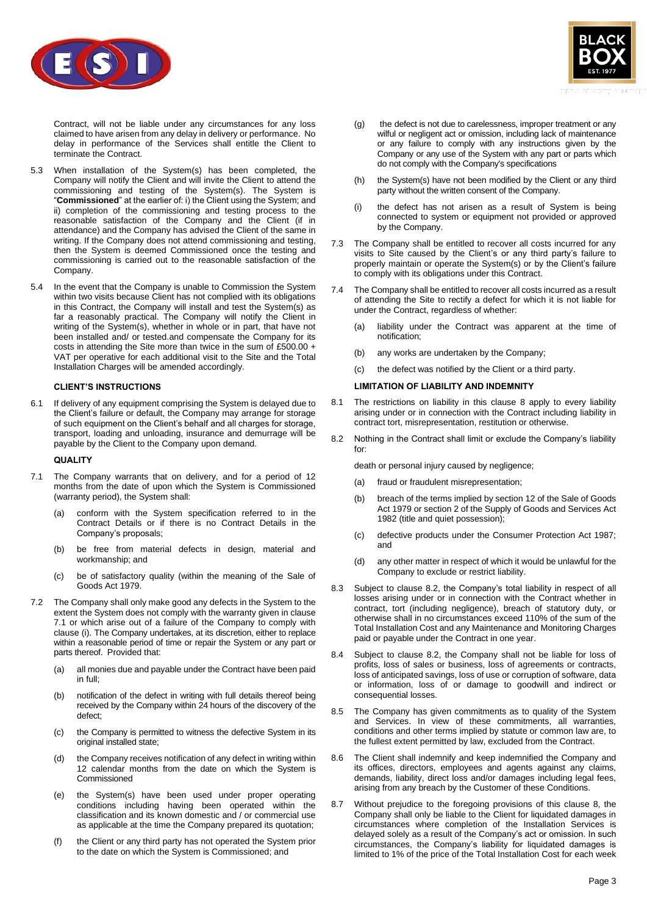Contract, will not be liable under any circumstances for any loss claimed to have arisen from any delay in delivery or performance. No delay in performance of the Services shall entitle the Client to terminate the Contract.

5.3 When installation of the System(s) has been completed, the Company will notify the Client and will invite the Client to attend the commissioning and testing of the System(s). The System is "**Commissioned**" at the earlier of: i) the Client using the System; and ii) completion of the commissioning and testing process to the reasonable satisfaction of the Company and the Client (if in attendance) and the Company has advised the Client of the same in writing. If the Company does not attend commissioning and testing, then the System is deemed Commissioned once the testing and commissioning is carried out to the reasonable satisfaction of the Company.

5.4 In the event that the Company is unable to Commission the System within two visits because Client has not complied with its obligations in this Contract, the Company will install and test the System(s) as far a reasonably practical. The Company will notify the Client in writing of the System(s), whether in whole or in part, that have not been installed and/ or tested.and compensate the Company for its costs in attending the Site more than twice in the sum of £500.00 + VAT per operative for each additional visit to the Site and the Total Installation Charges will be amended accordingly.

**CLIENT'S INSTRUCTIONS**

6.1 If delivery of any equipment comprising the System is delayed due to the Client's failure or default, the Company may arrange for storage of such equipment on the Client's behalf and all charges for storage, transport, loading and unloading, insurance and demurrage will be payable by the Client to the Company upon demand.

**QUALITY**

7.1 The Company warrants that on delivery, and for a period of 12 months from the date of upon which the System is Commissioned (warranty period), the System shall:

(a) conform with the System specification referred to in the Contract Details or if there is no Contract Details in the Company's proposals;

(b) be free from material defects in design, material and workmanship; and

(c) be of satisfactory quality (within the meaning of the Sale of Goods Act 1979.

7.2 The Company shall only make good any defects in the System to the extent the System does not comply with the warranty given in clause 7.1 or which arise out of a failure of the Company to comply with clause (i). The Company undertakes, at its discretion, either to replace within a reasonable period of time or repair the System or any part or parts thereof. Provided that:

(a) all monies due and payable under the Contract have been paid in full;

(b) notification of the defect in writing with full details thereof being received by the Company within 24 hours of the discovery of the defect;

(c) the Company is permitted to witness the defective System in its original installed state;

(d) the Company receives notification of any defect in writing within 12 calendar months from the date on which the System is Commissioned

(e) the System(s) have been used under proper operating conditions including having been operated within the classification and its known domestic and / or commercial use as applicable at the time the Company prepared its quotation;

(f) the Client or any third party has not operated the System prior to the date on which the System is Commissioned; and

(g) the defect is not due to carelessness, improper treatment or any wilful or negligent act or omission, including lack of maintenance or any failure to comply with any instructions given by the Company or any use of the System with any part or parts which do not comply with the Company's specifications

(h) the System(s) have not been modified by the Client or any third party without the written consent of the Company.

(i) the defect has not arisen as a result of System is being connected to system or equipment not provided or approved by the Company.

7.3 The Company shall be entitled to recover all costs incurred for any visits to Site caused by the Client's or any third party's failure to properly maintain or operate the System(s) or by the Client's failure to comply with its obligations under this Contract.

7.4 The Company shall be entitled to recover all costs incurred as a result of attending the Site to rectify a defect for which it is not liable for under the Contract, regardless of whether:

(a) liability under the Contract was apparent at the time of notification;

(b) any works are undertaken by the Company;

(c) the defect was notified by the Client or a third party.

**LIMITATION OF LIABILITY AND INDEMNITY**

8.1 The restrictions on liability in this clause 8 apply to every liability arising under or in connection with the Contract including liability in contract tort, misrepresentation, restitution or otherwise.

8.2 Nothing in the Contract shall limit or exclude the Company's liability for:

death or personal injury caused by negligence;

(a) fraud or fraudulent misrepresentation;

(b) breach of the terms implied by section 12 of the Sale of Goods Act 1979 or section 2 of the Supply of Goods and Services Act 1982 (title and quiet possession);

(c) defective products under the Consumer Protection Act 1987; and

(d) any other matter in respect of which it would be unlawful for the Company to exclude or restrict liability.

8.3 Subject to clause 8.2, the Company's total liability in respect of all losses arising under or in connection with the Contract whether in contract, tort (including negligence), breach of statutory duty, or otherwise shall in no circumstances exceed 110% of the sum of the Total Installation Cost and any Maintenance and Monitoring Charges paid or payable under the Contract in one year.

8.4 Subject to clause 8.2, the Company shall not be liable for loss of profits, loss of sales or business, loss of agreements or contracts, loss of anticipated savings, loss of use or corruption of software, data or information, loss of or damage to goodwill and indirect or consequential losses.

8.5 The Company has given commitments as to quality of the System and Services. In view of these commitments, all warranties, conditions and other terms implied by statute or common law are, to the fullest extent permitted by law, excluded from the Contract.

8.6 The Client shall indemnify and keep indemnified the Company and its offices, directors, employees and agents against any claims, demands, liability, direct loss and/or damages including legal fees, arising from any breach by the Customer of these Conditions.

8.7 Without prejudice to the foregoing provisions of this clause 8, the Company shall only be liable to the Client for liquidated damages in circumstances where completion of the Installation Services is delayed solely as a result of the Company's act or omission. In such circumstances, the Company's liability for liquidated damages is limited to 1% of the price of the Total Installation Cost for each week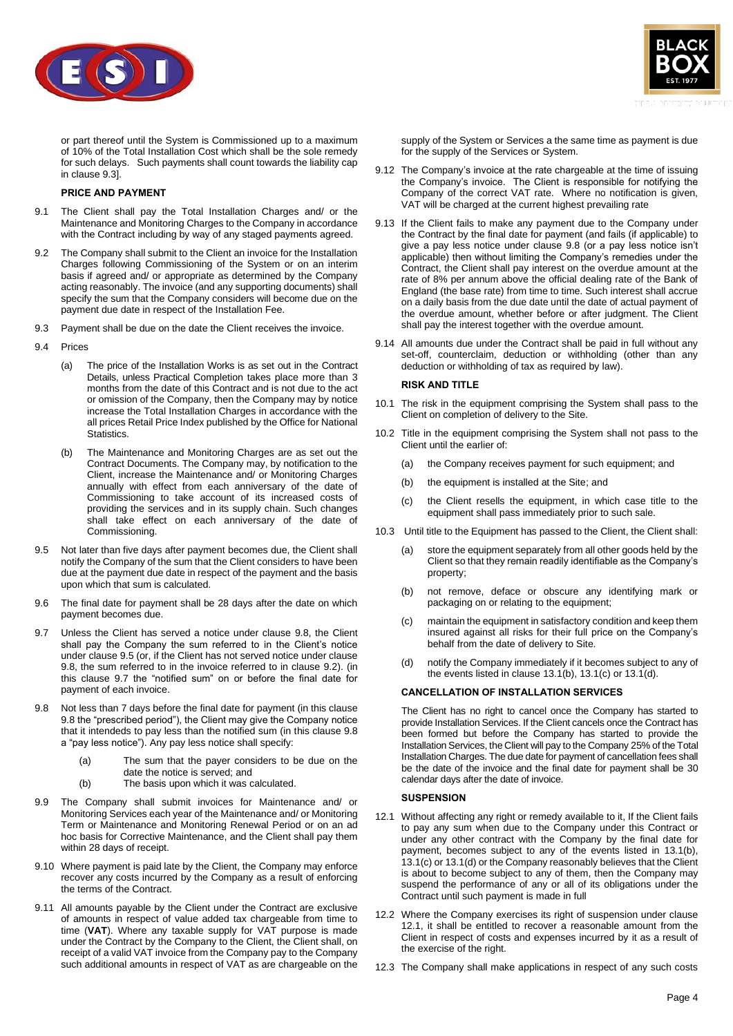or part thereof until the System is Commissioned up to a maximum of 10% of the Total Installation Cost which shall be the sole remedy for such delays. Such payments shall count towards the liability cap in clause 9.3].

**PRICE AND PAYMENT**

9.1 The Client shall pay the Total Installation Charges and/ or the Maintenance and Monitoring Charges to the Company in accordance with the Contract including by way of any staged payments agreed.

9.2 The Company shall submit to the Client an invoice for the Installation Charges following Commissioning of the System or on an interim basis if agreed and/ or appropriate as determined by the Company acting reasonably. The invoice (and any supporting documents) shall specify the sum that the Company considers will become due on the payment due date in respect of the Installation Fee.

9.3 Payment shall be due on the date the Client receives the invoice.

9.4 Prices

(a) The price of the Installation Works is as set out in the Contract Details, unless Practical Completion takes place more than 3 months from the date of this Contract and is not due to the act or omission of the Company, then the Company may by notice increase the Total Installation Charges in accordance with the all prices Retail Price Index published by the Office for National Statistics.

(b) The Maintenance and Monitoring Charges are as set out the Contract Documents. The Company may, by notification to the Client, increase the Maintenance and/ or Monitoring Charges annually with effect from each anniversary of the date of Commissioning to take account of its increased costs of providing the services and in its supply chain. Such changes shall take effect on each anniversary of the date of Commissioning.

9.5 Not later than five days after payment becomes due, the Client shall notify the Company of the sum that the Client considers to have been due at the payment due date in respect of the payment and the basis upon which that sum is calculated.

9.6 The final date for payment shall be 28 days after the date on which payment becomes due.

9.7 Unless the Client has served a notice under clause 9.8, the Client shall pay the Company the sum referred to in the Client's notice under clause 9.5 (or, if the Client has not served notice under clause 9.8, the sum referred to in the invoice referred to in clause 9.2). (in this clause 9.7 the "notified sum" on or before the final date for payment of each invoice.

9.8 Not less than 7 days before the final date for payment (in this clause 9.8 the "prescribed period"), the Client may give the Company notice that it intends to pay less than the notified sum (in this clause 9.8 a "pay less notice"). Any pay less notice shall specify:

(a) The sum that the payer considers to be due on the date the notice is served; and

(b) The basis upon which it was calculated.

9.9 The Company shall submit invoices for Maintenance and/ or Monitoring Services each year of the Maintenance and/ or Monitoring Term or Maintenance and Monitoring Renewal Period or on an ad hoc basis for Corrective Maintenance, and the Client shall pay them within 28 days of receipt.

9.10 Where payment is paid late by the Client, the Company may enforce recover any costs incurred by the Company as a result of enforcing the terms of the Contract.

9.11 All amounts payable by the Client under the Contract are exclusive of amounts in respect of value added tax chargeable from time to time (**VAT**). Where any taxable supply for VAT purpose is made under the Contract by the Company to the Client, the Client shall, on receipt of a valid VAT invoice from the Company pay to the Company such additional amounts in respect of VAT as are chargeable on the supply of the System or Services a the same time as payment is due for the supply of the Services or System.

9.12 The Company's invoice at the rate chargeable at the time of issuing the Company's invoice. The Client is responsible for notifying the Company of the correct VAT rate. Where no notification is given, VAT will be charged at the current highest prevailing rate

9.13 If the Client fails to make any payment due to the Company under the Contract by the final date for payment (and fails (if applicable) to give a pay less notice under clause 9.8 (or a pay less notice isn't applicable) then without limiting the Company's remedies under the Contract, the Client shall pay interest on the overdue amount at the rate of 8% per annum above the official dealing rate of the Bank of England (the base rate) from time to time. Such interest shall accrue on a daily basis from the due date until the date of actual payment of the overdue amount, whether before or after judgment. The Client shall pay the interest together with the overdue amount.

9.14 All amounts due under the Contract shall be paid in full without any set-off, counterclaim, deduction or withholding (other than any deduction or withholding of tax as required by law).

**RISK AND TITLE**

10.1 The risk in the equipment comprising the System shall pass to the Client on completion of delivery to the Site.

10.2 Title in the equipment comprising the System shall not pass to the Client until the earlier of:

(a) the Company receives payment for such equipment; and

(b) the equipment is installed at the Site; and

(c) the Client resells the equipment, in which case title to the equipment shall pass immediately prior to such sale.

10.3 Until title to the Equipment has passed to the Client, the Client shall:

(a) store the equipment separately from all other goods held by the Client so that they remain readily identifiable as the Company's property;

(b) not remove, deface or obscure any identifying mark or packaging on or relating to the equipment;

(c) maintain the equipment in satisfactory condition and keep them insured against all risks for their full price on the Company's behalf from the date of delivery to Site.

(d) notify the Company immediately if it becomes subject to any of the events listed in clause 13.1(b), 13.1(c) or 13.1(d).

**CANCELLATION OF INSTALLATION SERVICES**

The Client has no right to cancel once the Company has started to provide Installation Services. If the Client cancels once the Contract has been formed but before the Company has started to provide the Installation Services, the Client will pay to the Company 25% of the Total Installation Charges. The due date for payment of cancellation fees shall be the date of the invoice and the final date for payment shall be 30 calendar days after the date of invoice.

**SUSPENSION**

12.1 Without affecting any right or remedy available to it, If the Client fails to pay any sum when due to the Company under this Contract or under any other contract with the Company by the final date for payment, becomes subject to any of the events listed in 13.1(b), 13.1(c) or 13.1(d) or the Company reasonably believes that the Client is about to become subject to any of them, then the Company may suspend the performance of any or all of its obligations under the Contract until such payment is made in full

12.2 Where the Company exercises its right of suspension under clause 12.1, it shall be entitled to recover a reasonable amount from the Client in respect of costs and expenses incurred by it as a result of the exercise of the right.

12.3 The Company shall make applications in respect of any such costs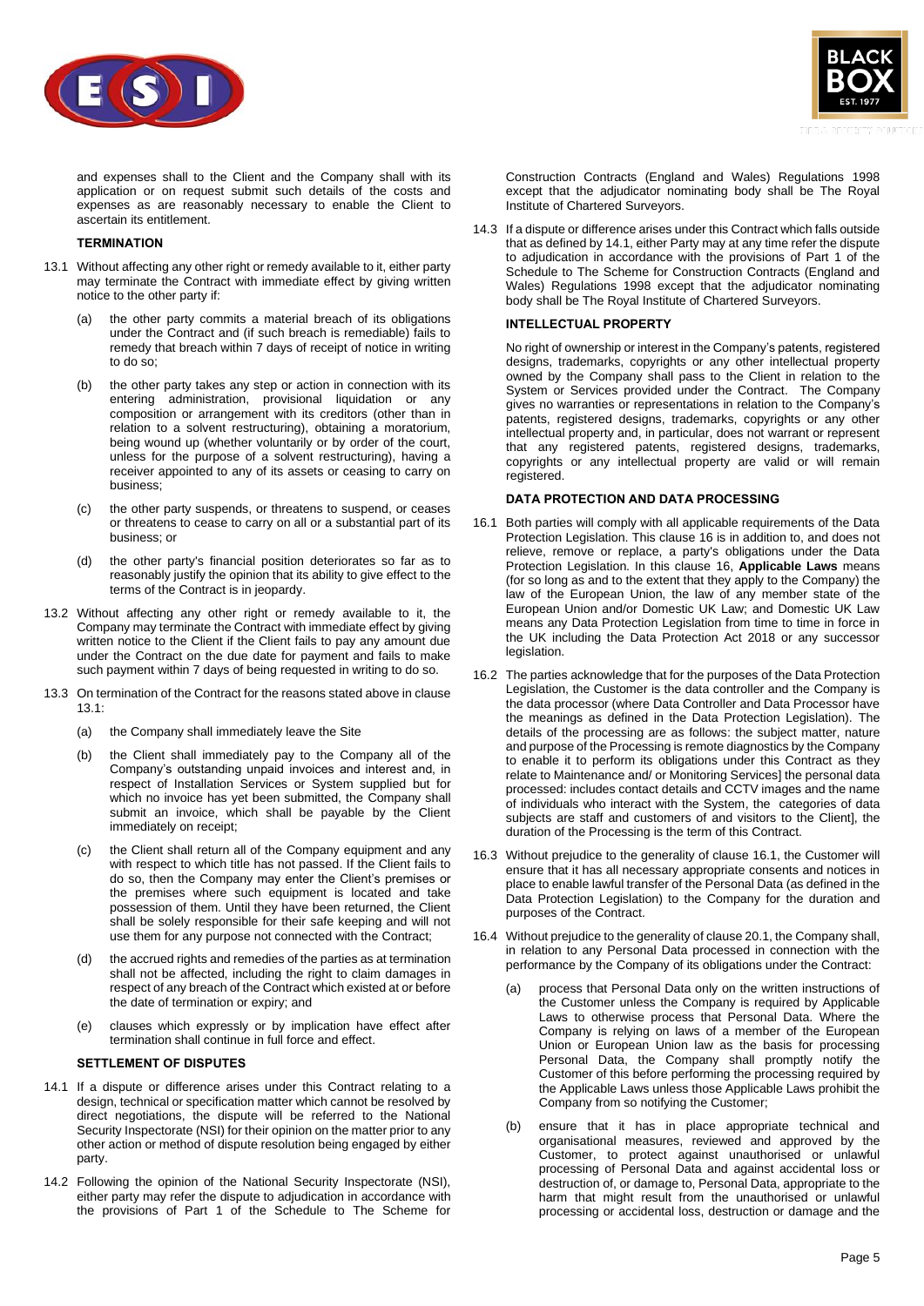and expenses shall to the Client and the Company shall with its application or on request submit such details of the costs and expenses as are reasonably necessary to enable the Client to ascertain its entitlement.

**TERMINATION**

13.1 Without affecting any other right or remedy available to it, either party may terminate the Contract with immediate effect by giving written notice to the other party if:

(a) the other party commits a material breach of its obligations under the Contract and (if such breach is remediable) fails to remedy that breach within 7 days of receipt of notice in writing to do so;

(b) the other party takes any step or action in connection with its entering administration, provisional liquidation or any composition or arrangement with its creditors (other than in relation to a solvent restructuring), obtaining a moratorium, being wound up (whether voluntarily or by order of the court, unless for the purpose of a solvent restructuring), having a receiver appointed to any of its assets or ceasing to carry on business;

(c) the other party suspends, or threatens to suspend, or ceases or threatens to cease to carry on all or a substantial part of its business; or

(d) the other party's financial position deteriorates so far as to reasonably justify the opinion that its ability to give effect to the terms of the Contract is in jeopardy.

13.2 Without affecting any other right or remedy available to it, the Company may terminate the Contract with immediate effect by giving written notice to the Client if the Client fails to pay any amount due under the Contract on the due date for payment and fails to make such payment within 7 days of being requested in writing to do so.

13.3 On termination of the Contract for the reasons stated above in clause 13.1:

(a) the Company shall immediately leave the Site

(b) the Client shall immediately pay to the Company all of the Company's outstanding unpaid invoices and interest and, in respect of Installation Services or System supplied but for which no invoice has yet been submitted, the Company shall submit an invoice, which shall be payable by the Client immediately on receipt;

(c) the Client shall return all of the Company equipment and any with respect to which title has not passed. If the Client fails to do so, then the Company may enter the Client's premises or the premises where such equipment is located and take possession of them. Until they have been returned, the Client shall be solely responsible for their safe keeping and will not use them for any purpose not connected with the Contract;

(d) the accrued rights and remedies of the parties as at termination shall not be affected, including the right to claim damages in respect of any breach of the Contract which existed at or before the date of termination or expiry; and

(e) clauses which expressly or by implication have effect after termination shall continue in full force and effect.

**SETTLEMENT OF DISPUTES**

14.1 If a dispute or difference arises under this Contract relating to a design, technical or specification matter which cannot be resolved by direct negotiations, the dispute will be referred to the National Security Inspectorate (NSI) for their opinion on the matter prior to any other action or method of dispute resolution being engaged by either party.

14.2 Following the opinion of the National Security Inspectorate (NSI), either party may refer the dispute to adjudication in accordance with the provisions of Part 1 of the Schedule to The Scheme for Construction Contracts (England and Wales) Regulations 1998 except that the adjudicator nominating body shall be The Royal Institute of Chartered Surveyors.

14.3 If a dispute or difference arises under this Contract which falls outside that as defined by 14.1, either Party may at any time refer the dispute to adjudication in accordance with the provisions of Part 1 of the Schedule to The Scheme for Construction Contracts (England and Wales) Regulations 1998 except that the adjudicator nominating body shall be The Royal Institute of Chartered Surveyors.

**INTELLECTUAL PROPERTY**

No right of ownership or interest in the Company's patents, registered designs, trademarks, copyrights or any other intellectual property owned by the Company shall pass to the Client in relation to the System or Services provided under the Contract. The Company gives no warranties or representations in relation to the Company's patents, registered designs, trademarks, copyrights or any other intellectual property and, in particular, does not warrant or represent that any registered patents, registered designs, trademarks, copyrights or any intellectual property are valid or will remain registered.

**DATA PROTECTION AND DATA PROCESSING**

16.1 Both parties will comply with all applicable requirements of the Data Protection Legislation. This clause 16 is in addition to, and does not relieve, remove or replace, a party's obligations under the Data Protection Legislation. In this clause 16, **Applicable Laws** means (for so long as and to the extent that they apply to the Company) the law of the European Union, the law of any member state of the European Union and/or Domestic UK Law; and Domestic UK Law means any Data Protection Legislation from time to time in force in the UK including the Data Protection Act 2018 or any successor legislation.

16.2 The parties acknowledge that for the purposes of the Data Protection Legislation, the Customer is the data controller and the Company is the data processor (where Data Controller and Data Processor have the meanings as defined in the Data Protection Legislation). The details of the processing are as follows: the subject matter, nature and purpose of the Processing is remote diagnostics by the Company to enable it to perform its obligations under this Contract as they relate to Maintenance and/ or Monitoring Services] the personal data processed: includes contact details and CCTV images and the name of individuals who interact with the System, the categories of data subjects are staff and customers of and visitors to the Client], the duration of the Processing is the term of this Contract.

16.3 Without prejudice to the generality of clause 16.1, the Customer will ensure that it has all necessary appropriate consents and notices in place to enable lawful transfer of the Personal Data (as defined in the Data Protection Legislation) to the Company for the duration and purposes of the Contract.

16.4 Without prejudice to the generality of clause 20.1, the Company shall, in relation to any Personal Data processed in connection with the performance by the Company of its obligations under the Contract:

(a) process that Personal Data only on the written instructions of the Customer unless the Company is required by Applicable Laws to otherwise process that Personal Data. Where the Company is relying on laws of a member of the European Union or European Union law as the basis for processing Personal Data, the Company shall promptly notify the Customer of this before performing the processing required by the Applicable Laws unless those Applicable Laws prohibit the Company from so notifying the Customer;

(b) ensure that it has in place appropriate technical and organisational measures, reviewed and approved by the Customer, to protect against unauthorised or unlawful processing of Personal Data and against accidental loss or destruction of, or damage to, Personal Data, appropriate to the harm that might result from the unauthorised or unlawful processing or accidental loss, destruction or damage and the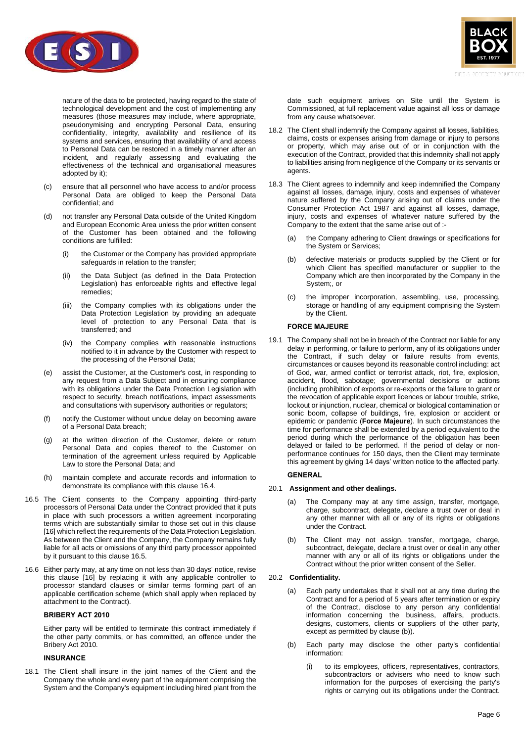nature of the data to be protected, having regard to the state of technological development and the cost of implementing any measures (those measures may include, where appropriate, pseudonymising and encrypting Personal Data, ensuring confidentiality, integrity, availability and resilience of its systems and services, ensuring that availability of and access to Personal Data can be restored in a timely manner after an incident, and regularly assessing and evaluating the effectiveness of the technical and organisational measures adopted by it);

(c) ensure that all personnel who have access to and/or process Personal Data are obliged to keep the Personal Data confidential; and

(d) not transfer any Personal Data outside of the United Kingdom and European Economic Area unless the prior written consent of the Customer has been obtained and the following conditions are fulfilled:

  (i) the Customer or the Company has provided appropriate safeguards in relation to the transfer;

  (ii) the Data Subject (as defined in the Data Protection Legislation) has enforceable rights and effective legal remedies;

  (iii) the Company complies with its obligations under the Data Protection Legislation by providing an adequate level of protection to any Personal Data that is transferred; and

  (iv) the Company complies with reasonable instructions notified to it in advance by the Customer with respect to the processing of the Personal Data;

(e) assist the Customer, at the Customer's cost, in responding to any request from a Data Subject and in ensuring compliance with its obligations under the Data Protection Legislation with respect to security, breach notifications, impact assessments and consultations with supervisory authorities or regulators;

(f) notify the Customer without undue delay on becoming aware of a Personal Data breach;

(g) at the written direction of the Customer, delete or return Personal Data and copies thereof to the Customer on termination of the agreement unless required by Applicable Law to store the Personal Data; and

(h) maintain complete and accurate records and information to demonstrate its compliance with this clause 16.4.

16.5 The Client consents to the Company appointing third-party processors of Personal Data under the Contract provided that it puts in place with such processors a written agreement incorporating terms which are substantially similar to those set out in this clause [16] which reflect the requirements of the Data Protection Legislation. As between the Client and the Company, the Company remains fully liable for all acts or omissions of any third party processor appointed by it pursuant to this clause 16.5.

16.6 Either party may, at any time on not less than 30 days' notice, revise this clause [16] by replacing it with any applicable controller to processor standard clauses or similar terms forming part of an applicable certification scheme (which shall apply when replaced by attachment to the Contract).

**BRIBERY ACT 2010**

Either party will be entitled to terminate this contract immediately if the other party commits, or has committed, an offence under the Bribery Act 2010.

**INSURANCE**

18.1 The Client shall insure in the joint names of the Client and the Company the whole and every part of the equipment comprising the System and the Company's equipment including hired plant from the date such equipment arrives on Site until the System is Commissioned, at full replacement value against all loss or damage from any cause whatsoever.

18.2 The Client shall indemnify the Company against all losses, liabilities, claims, costs or expenses arising from damage or injury to persons or property, which may arise out of or in conjunction with the execution of the Contract, provided that this indemnity shall not apply to liabilities arising from negligence of the Company or its servants or agents.

18.3 The Client agrees to indemnify and keep indemnified the Company against all losses, damage, injury, costs and expenses of whatever nature suffered by the Company arising out of claims under the Consumer Protection Act 1987 and against all losses, damage, injury, costs and expenses of whatever nature suffered by the Company to the extent that the same arise out of :-

(a) the Company adhering to Client drawings or specifications for the System or Services;

(b) defective materials or products supplied by the Client or for which Client has specified manufacturer or supplier to the Company which are then incorporated by the Company in the System;, or

(c) the improper incorporation, assembling, use, processing, storage or handling of any equipment comprising the System by the Client.

**FORCE MAJEURE**

19.1 The Company shall not be in breach of the Contract nor liable for any delay in performing, or failure to perform, any of its obligations under the Contract, if such delay or failure results from events, circumstances or causes beyond its reasonable control including: act of God, war, armed conflict or terrorist attack, riot, fire, explosion, accident, flood, sabotage; governmental decisions or actions (including prohibition of exports or re-exports or the failure to grant or the revocation of applicable export licences or labour trouble, strike, lockout or injunction, nuclear, chemical or biological contamination or sonic boom, collapse of buildings, fire, explosion or accident or epidemic or pandemic (**Force Majeure**). In such circumstances the time for performance shall be extended by a period equivalent to the period during which the performance of the obligation has been delayed or failed to be performed. If the period of delay or non-performance continues for 150 days, then the Client may terminate this agreement by giving 14 days' written notice to the affected party.

**GENERAL**

20.1 **Assignment and other dealings.**

(a) The Company may at any time assign, transfer, mortgage, charge, subcontract, delegate, declare a trust over or deal in any other manner with all or any of its rights or obligations under the Contract.

(b) The Client may not assign, transfer, mortgage, charge, subcontract, delegate, declare a trust over or deal in any other manner with any or all of its rights or obligations under the Contract without the prior written consent of the Seller.

20.2 **Confidentiality.**

(a) Each party undertakes that it shall not at any time during the Contract and for a period of 5 years after termination or expiry of the Contract, disclose to any person any confidential information concerning the business, affairs, products, designs, customers, clients or suppliers of the other party, except as permitted by clause (b)).

(b) Each party may disclose the other party's confidential information:

  (i) to its employees, officers, representatives, contractors, subcontractors or advisers who need to know such information for the purposes of exercising the party's rights or carrying out its obligations under the Contract.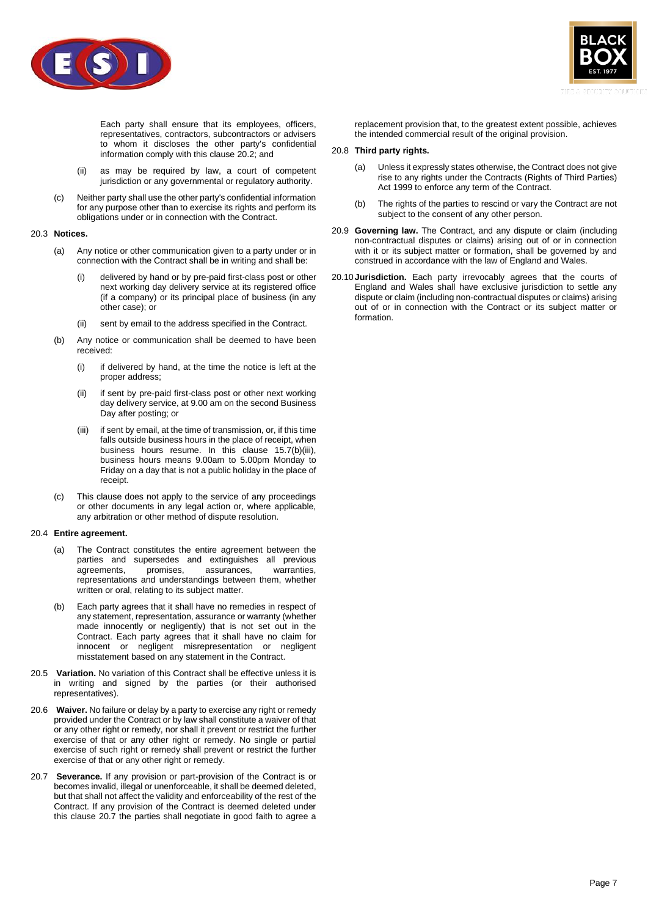Each party shall ensure that its employees, officers, representatives, contractors, subcontractors or advisers to whom it discloses the other party's confidential information comply with this clause 20.2; and

(ii) as may be required by law, a court of competent jurisdiction or any governmental or regulatory authority.

(c) Neither party shall use the other party's confidential information for any purpose other than to exercise its rights and perform its obligations under or in connection with the Contract.

20.3 **Notices.**

(a) Any notice or other communication given to a party under or in connection with the Contract shall be in writing and shall be:

(i) delivered by hand or by pre-paid first-class post or other next working day delivery service at its registered office (if a company) or its principal place of business (in any other case); or

(ii) sent by email to the address specified in the Contract.

(b) Any notice or communication shall be deemed to have been received:

(i) if delivered by hand, at the time the notice is left at the proper address;

(ii) if sent by pre-paid first-class post or other next working day delivery service, at 9.00 am on the second Business Day after posting; or

(iii) if sent by email, at the time of transmission, or, if this time falls outside business hours in the place of receipt, when business hours resume. In this clause 15.7(b)(iii), business hours means 9.00am to 5.00pm Monday to Friday on a day that is not a public holiday in the place of receipt.

(c) This clause does not apply to the service of any proceedings or other documents in any legal action or, where applicable, any arbitration or other method of dispute resolution.

20.4 **Entire agreement.**

(a) The Contract constitutes the entire agreement between the parties and supersedes and extinguishes all previous agreements, promises, assurances, warranties, representations and understandings between them, whether written or oral, relating to its subject matter.

(b) Each party agrees that it shall have no remedies in respect of any statement, representation, assurance or warranty (whether made innocently or negligently) that is not set out in the Contract. Each party agrees that it shall have no claim for innocent or negligent misrepresentation or negligent misstatement based on any statement in the Contract.

20.5 **Variation.** No variation of this Contract shall be effective unless it is in writing and signed by the parties (or their authorised representatives).

20.6 **Waiver.** No failure or delay by a party to exercise any right or remedy provided under the Contract or by law shall constitute a waiver of that or any other right or remedy, nor shall it prevent or restrict the further exercise of that or any other right or remedy. No single or partial exercise of such right or remedy shall prevent or restrict the further exercise of that or any other right or remedy.

20.7 **Severance.** If any provision or part-provision of the Contract is or becomes invalid, illegal or unenforceable, it shall be deemed deleted, but that shall not affect the validity and enforceability of the rest of the Contract. If any provision of the Contract is deemed deleted under this clause 20.7 the parties shall negotiate in good faith to agree a replacement provision that, to the greatest extent possible, achieves the intended commercial result of the original provision.

20.8 **Third party rights.**

(a) Unless it expressly states otherwise, the Contract does not give rise to any rights under the Contracts (Rights of Third Parties) Act 1999 to enforce any term of the Contract.

(b) The rights of the parties to rescind or vary the Contract are not subject to the consent of any other person.

20.9 **Governing law.** The Contract, and any dispute or claim (including non-contractual disputes or claims) arising out of or in connection with it or its subject matter or formation, shall be governed by and construed in accordance with the law of England and Wales.

20.10 **Jurisdiction.** Each party irrevocably agrees that the courts of England and Wales shall have exclusive jurisdiction to settle any dispute or claim (including non-contractual disputes or claims) arising out of or in connection with the Contract or its subject matter or formation.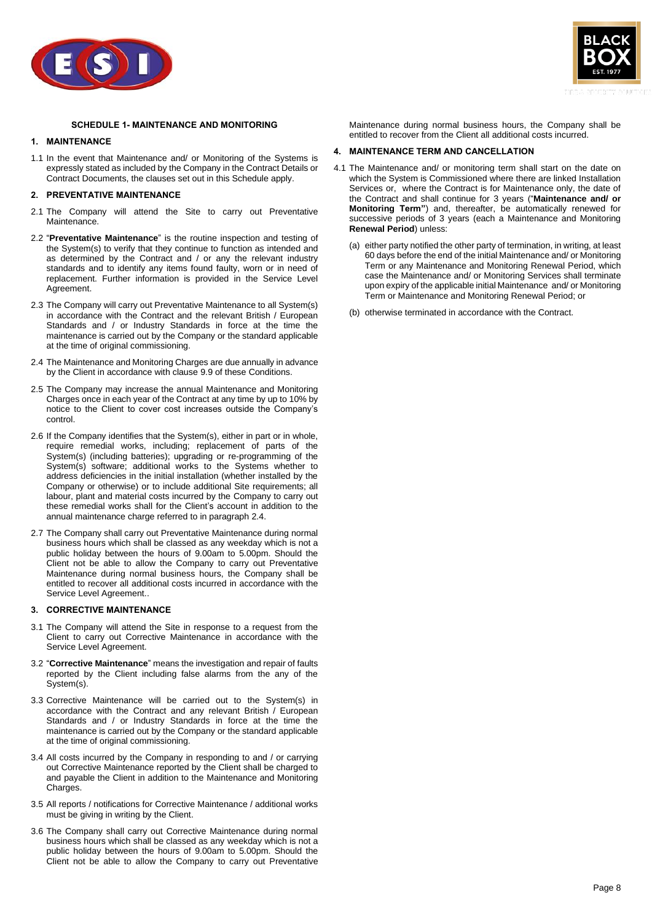## SCHEDULE 1- MAINTENANCE AND MONITORING

### 1. MAINTENANCE

1.1 In the event that Maintenance and/ or Monitoring of the Systems is expressly stated as included by the Company in the Contract Details or Contract Documents, the clauses set out in this Schedule apply.

### 2. PREVENTATIVE MAINTENANCE

2.1 The Company will attend the Site to carry out Preventative Maintenance.

2.2 "**Preventative Maintenance**" is the routine inspection and testing of the System(s) to verify that they continue to function as intended and as determined by the Contract and / or any the relevant industry standards and to identify any items found faulty, worn or in need of replacement. Further information is provided in the Service Level Agreement.

2.3 The Company will carry out Preventative Maintenance to all System(s) in accordance with the Contract and the relevant British / European Standards and / or Industry Standards in force at the time the maintenance is carried out by the Company or the standard applicable at the time of original commissioning.

2.4 The Maintenance and Monitoring Charges are due annually in advance by the Client in accordance with clause 9.9 of these Conditions.

2.5 The Company may increase the annual Maintenance and Monitoring Charges once in each year of the Contract at any time by up to 10% by notice to the Client to cover cost increases outside the Company's control.

2.6 If the Company identifies that the System(s), either in part or in whole, require remedial works, including; replacement of parts of the System(s) (including batteries); upgrading or re-programming of the System(s) software; additional works to the Systems whether to address deficiencies in the initial installation (whether installed by the Company or otherwise) or to include additional Site requirements; all labour, plant and material costs incurred by the Company to carry out these remedial works shall for the Client's account in addition to the annual maintenance charge referred to in paragraph 2.4.

2.7 The Company shall carry out Preventative Maintenance during normal business hours which shall be classed as any weekday which is not a public holiday between the hours of 9.00am to 5.00pm. Should the Client not be able to allow the Company to carry out Preventative Maintenance during normal business hours, the Company shall be entitled to recover all additional costs incurred in accordance with the Service Level Agreement..

### 3. CORRECTIVE MAINTENANCE

3.1 The Company will attend the Site in response to a request from the Client to carry out Corrective Maintenance in accordance with the Service Level Agreement.

3.2 "**Corrective Maintenance**" means the investigation and repair of faults reported by the Client including false alarms from the any of the System(s).

3.3 Corrective Maintenance will be carried out to the System(s) in accordance with the Contract and any relevant British / European Standards and / or Industry Standards in force at the time the maintenance is carried out by the Company or the standard applicable at the time of original commissioning.

3.4 All costs incurred by the Company in responding to and / or carrying out Corrective Maintenance reported by the Client shall be charged to and payable the Client in addition to the Maintenance and Monitoring Charges.

3.5 All reports / notifications for Corrective Maintenance / additional works must be giving in writing by the Client.

3.6 The Company shall carry out Corrective Maintenance during normal business hours which shall be classed as any weekday which is not a public holiday between the hours of 9.00am to 5.00pm. Should the Client not be able to allow the Company to carry out Preventative Maintenance during normal business hours, the Company shall be entitled to recover from the Client all additional costs incurred.

### 4. MAINTENANCE TERM AND CANCELLATION

4.1 The Maintenance and/ or monitoring term shall start on the date on which the System is Commissioned where there are linked Installation Services or, where the Contract is for Maintenance only, the date of the Contract and shall continue for 3 years ("**Maintenance and/ or Monitoring Term"**) and, thereafter, be automatically renewed for successive periods of 3 years (each a Maintenance and Monitoring **Renewal Period**) unless:

(a) either party notified the other party of termination, in writing, at least 60 days before the end of the initial Maintenance and/ or Monitoring Term or any Maintenance and Monitoring Renewal Period, which case the Maintenance and/ or Monitoring Services shall terminate upon expiry of the applicable initial Maintenance and/ or Monitoring Term or Maintenance and Monitoring Renewal Period; or

(b) otherwise terminated in accordance with the Contract.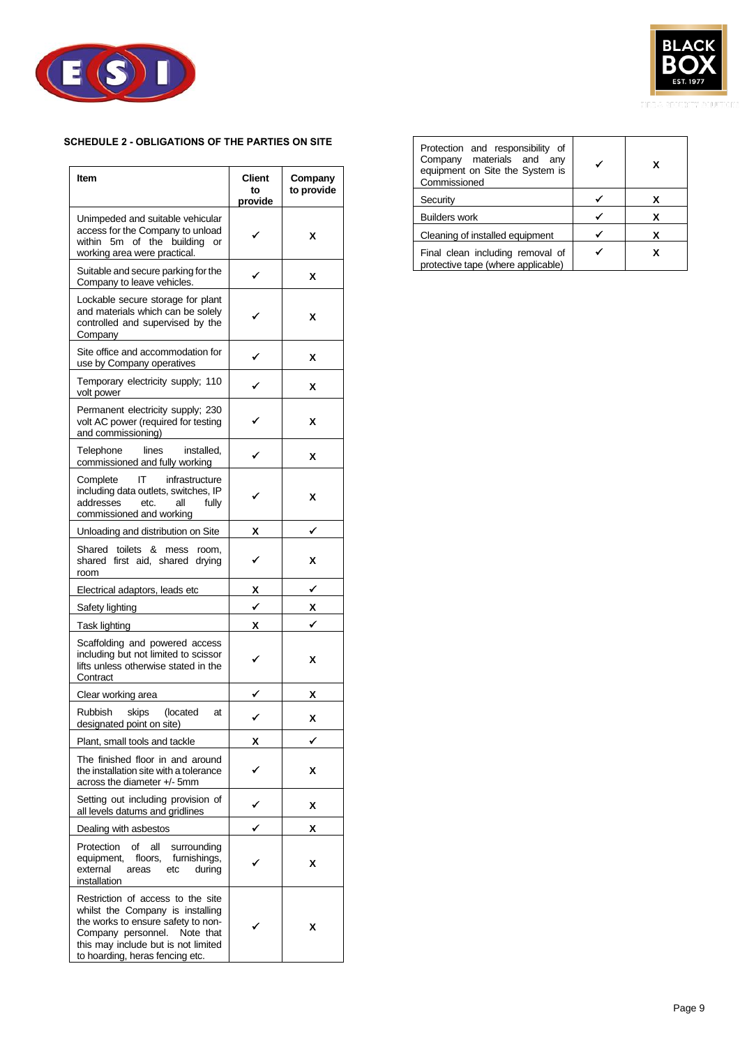**SCHEDULE 2 - OBLIGATIONS OF THE PARTIES ON SITE**

| Item | Client to provide | Company to provide |
|---|---|---|
| Unimpeded and suitable vehicular access for the Company to unload within 5m of the building or working area were practical. | ✓ | X |
| Suitable and secure parking for the Company to leave vehicles. | ✓ | X |
| Lockable secure storage for plant and materials which can be solely controlled and supervised by the Company | ✓ | X |
| Site office and accommodation for use by Company operatives | ✓ | X |
| Temporary electricity supply; 110 volt power | ✓ | X |
| Permanent electricity supply; 230 volt AC power (required for testing and commissioning) | ✓ | X |
| Telephone lines installed, commissioned and fully working | ✓ | X |
| Complete IT infrastructure including data outlets, switches, IP addresses etc. all fully commissioned and working | ✓ | X |
| Unloading and distribution on Site | X | ✓ |
| Shared toilets & mess room, shared first aid, shared drying room | ✓ | X |
| Electrical adaptors, leads etc | X | ✓ |
| Safety lighting | ✓ | X |
| Task lighting | X | ✓ |
| Scaffolding and powered access including but not limited to scissor lifts unless otherwise stated in the Contract | ✓ | X |
| Clear working area | ✓ | X |
| Rubbish skips (located at designated point on site) | ✓ | X |
| Plant, small tools and tackle | X | ✓ |
| The finished floor in and around the installation site with a tolerance across the diameter +/- 5mm | ✓ | X |
| Setting out including provision of all levels datums and gridlines | ✓ | X |
| Dealing with asbestos | ✓ | X |
| Protection of all surrounding equipment, floors, furnishings, external areas etc during installation | ✓ | X |
| Restriction of access to the site whilst the Company is installing the works to ensure safety to non-Company personnel. Note that this may include but is not limited to hoarding, heras fencing etc. | ✓ | X |
| Protection and responsibility of Company materials and any equipment on Site the System is Commissioned | ✓ | X |
| Security | ✓ | X |
| Builders work | ✓ | X |
| Cleaning of installed equipment | ✓ | X |
| Final clean including removal of protective tape (where applicable) | ✓ | X |